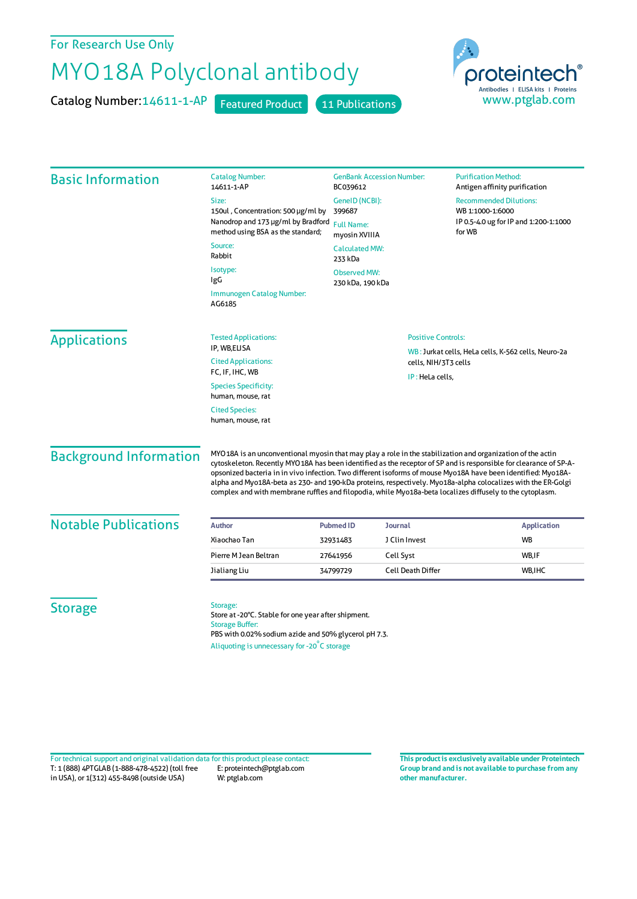For Research Use Only

# MYO18A Polyclonal antibody

Catalog Number: 14611-1-AP    Featured Product    11 Publications

proteintech® Antibodies | ELISA kits | Proteins
www.ptglab.com

## Basic Information

**Catalog Number:**
14611-1-AP

**Size:**
150ul , Concentration: 500 μg/ml by Nanodrop and 173 μg/ml by Bradford method using BSA as the standard;

**Source:**
Rabbit

**Isotype:**
IgG

**Immunogen Catalog Number:**
AG6185

**GenBank Accession Number:**
BC039612

**GeneID (NCBI):**
399687

**Full Name:**
myosin XVIIIA

**Calculated MW:**
233 kDa

**Observed MW:**
230 kDa, 190 kDa

**Purification Method:**
Antigen affinity purification

**Recommended Dilutions:**
WB 1:1000-1:6000
IP 0.5-4.0 ug for IP and 1:200-1:1000 for WB

## Applications

**Tested Applications:**
IP, WB,ELISA

**Cited Applications:**
FC, IF, IHC, WB

**Species Specificity:**
human, mouse, rat

**Cited Species:**
human, mouse, rat

**Positive Controls:**

WB : Jurkat cells, HeLa cells, K-562 cells, Neuro-2a cells, NIH/3T3 cells

IP : HeLa cells,

## Background Information

MYO18A is an unconventional myosin that may play a role in the stabilization and organization of the actin cytoskeleton. Recently MYO18A has been identified as the receptor of SP and is responsible for clearance of SP-A-opsonized bacteria in in vivo infection. Two different isoforms of mouse Myo18A have been identified: Myo18A-alpha and Myo18A-beta as 230- and 190-kDa proteins, respectively. Myo18a-alpha colocalizes with the ER-Golgi complex and with membrane ruffles and filopodia, while Myo18a-beta localizes diffusely to the cytoplasm.

## Notable Publications

| Author | Pubmed ID | Journal | Application |
|---|---|---|---|
| Xiaochao Tan | 32931483 | J Clin Invest | WB |
| Pierre M Jean Beltran | 27641956 | Cell Syst | WB,IF |
| Jialiang Liu | 34799729 | Cell Death Differ | WB,IHC |

## Storage

**Storage:**
Store at -20°C. Stable for one year after shipment.

**Storage Buffer:**
PBS with 0.02% sodium azide and 50% glycerol pH 7.3.

Aliquoting is unnecessary for -20°C storage

For technical support and original validation data for this product please contact:
T: 1 (888) 4PTGLAB (1-888-478-4522) (toll free in USA), or 1(312) 455-8498 (outside USA)
E: proteintech@ptglab.com
W: ptglab.com

**This product is exclusively available under Proteintech Group brand and is not available to purchase from any other manufacturer.**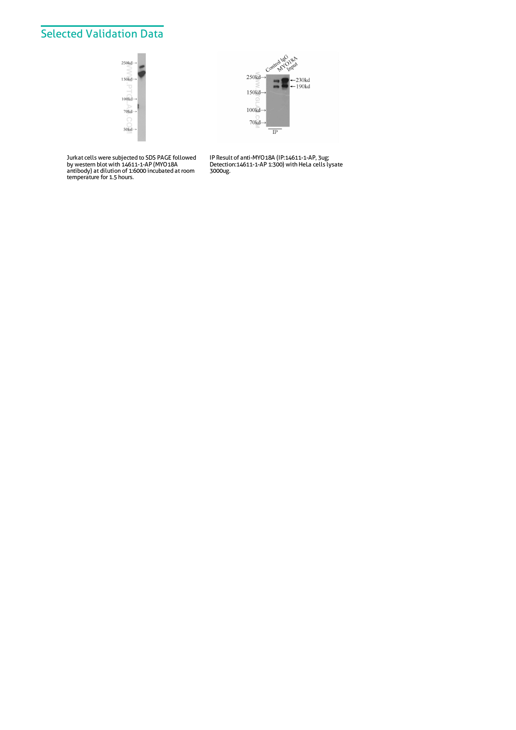## Selected Validation Data

250kd→
150kd→
100kd→
70kd→
50kd→

Jurkat cells were subjected to SDS PAGE followed by western blot with 14611-1-AP (MYO18A antibody) at dilution of 1:6000 incubated at room temperature for 1.5 hours.

Control IgG
MYO18A
Input

250kd→
150kd→
100kd→
70kd→
←230kd
←190kd
IP

IP Result of anti-MYO18A (IP:14611-1-AP, 3ug; Detection:14611-1-AP 1:300) with HeLa cells lysate 3000ug.